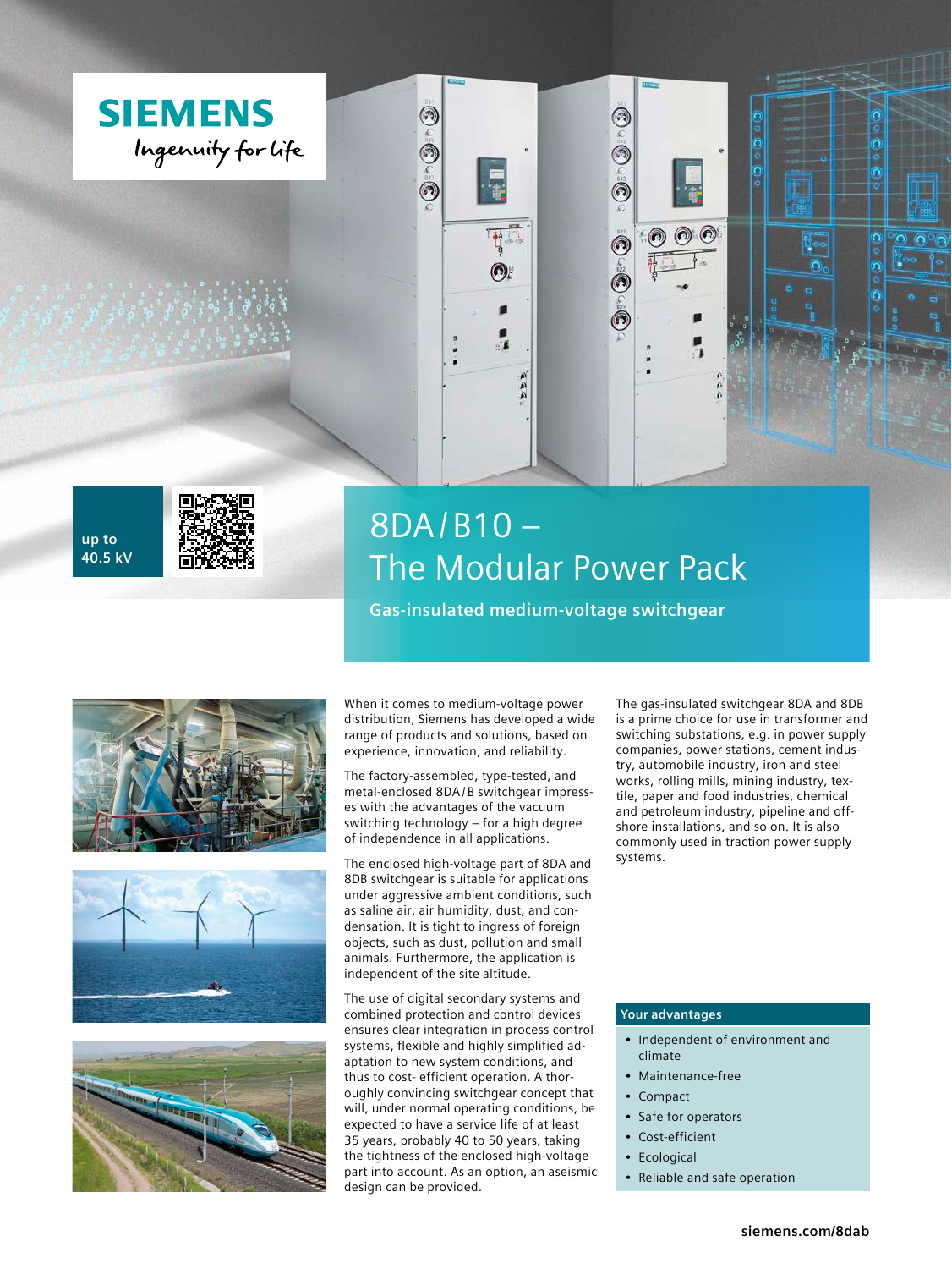SIEMENS

Ingenuity for life

up to 40.5 kV

# 8DA/B10 – The Modular Power Pack

## Gas-insulated medium-voltage switchgear

When it comes to medium-voltage power distribution, Siemens has developed a wide range of products and solutions, based on experience, innovation, and reliability.

The factory-assembled, type-tested, and metal-enclosed 8DA/B switchgear impresses with the advantages of the vacuum switching technology – for a high degree of independence in all applications.

The enclosed high-voltage part of 8DA and 8DB switchgear is suitable for applications under aggressive ambient conditions, such as saline air, air humidity, dust, and condensation. It is tight to ingress of foreign objects, such as dust, pollution and small animals. Furthermore, the application is independent of the site altitude.

The use of digital secondary systems and combined protection and control devices ensures clear integration in process control systems, flexible and highly simplified adaptation to new system conditions, and thus to cost- efficient operation. A thoroughly convincing switchgear concept that will, under normal operating conditions, be expected to have a service life of at least 35 years, probably 40 to 50 years, taking the tightness of the enclosed high-voltage part into account. As an option, an aseismic design can be provided.

The gas-insulated switchgear 8DA and 8DB is a prime choice for use in transformer and switching substations, e.g. in power supply companies, power stations, cement industry, automobile industry, iron and steel works, rolling mills, mining industry, textile, paper and food industries, chemical and petroleum industry, pipeline and offshore installations, and so on. It is also commonly used in traction power supply systems.

### Your advantages

- Independent of environment and climate
- Maintenance-free
- Compact
- Safe for operators
- Cost-efficient
- Ecological
- Reliable and safe operation

siemens.com/8dab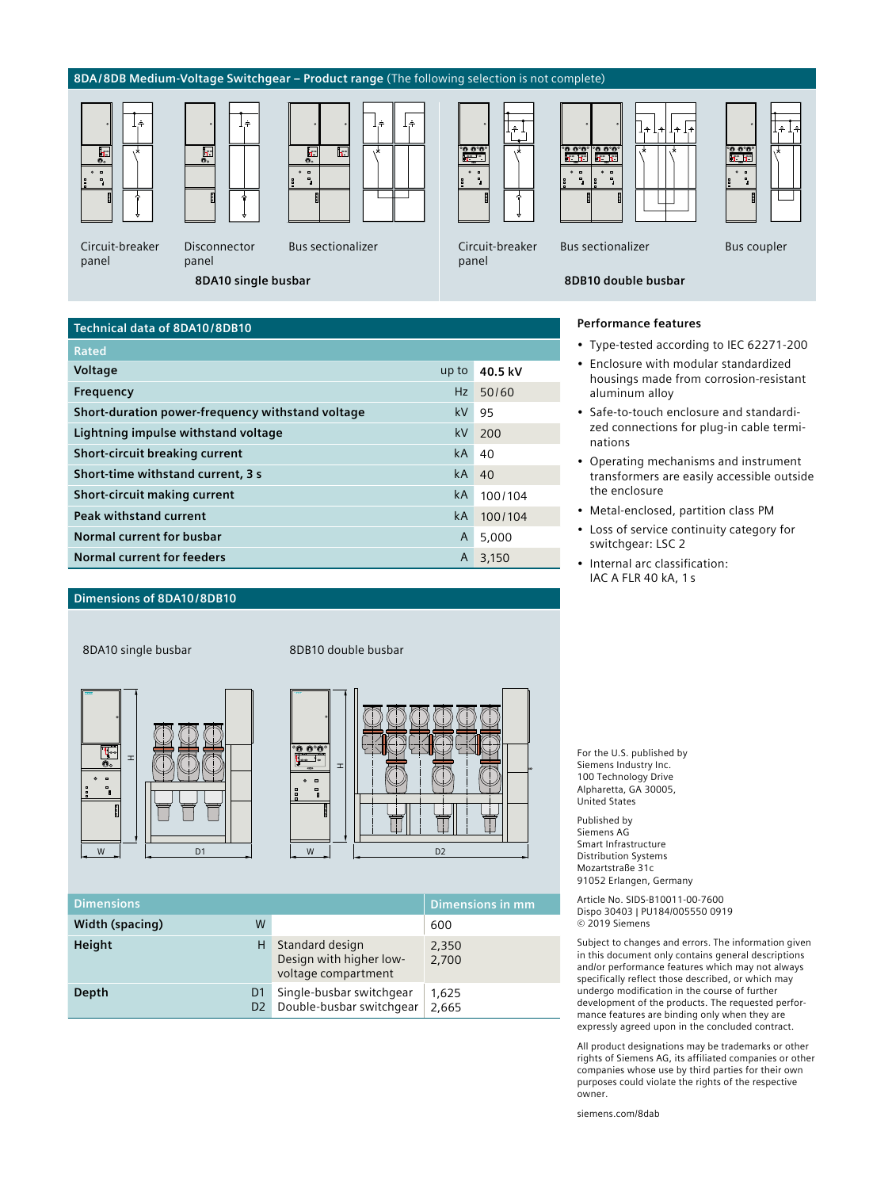## 8DA/8DB Medium-Voltage Switchgear – Product range (The following selection is not complete)

Circuit-breaker panel

Disconnector panel

Bus sectionalizer

**8DA10 single busbar**

Circuit-breaker panel

Bus sectionalizer

Bus coupler

**8DB10 double busbar**

## Technical data of 8DA10/8DB10

| Rated | | |
|---|---|---|
| **Voltage** | up to | **40.5 kV** |
| **Frequency** | Hz | 50/60 |
| **Short-duration power-frequency withstand voltage** | kV | 95 |
| **Lightning impulse withstand voltage** | kV | 200 |
| **Short-circuit breaking current** | kA | 40 |
| **Short-time withstand current, 3 s** | kA | 40 |
| **Short-circuit making current** | kA | 100/104 |
| **Peak withstand current** | kA | 100/104 |
| **Normal current for busbar** | A | 5,000 |
| **Normal current for feeders** | A | 3,150 |

## Performance features

- Type-tested according to IEC 62271-200
- Enclosure with modular standardized housings made from corrosion-resistant aluminum alloy
- Safe-to-touch enclosure and standardized connections for plug-in cable terminations
- Operating mechanisms and instrument transformers are easily accessible outside the enclosure
- Metal-enclosed, partition class PM
- Loss of service continuity category for switchgear: LSC 2
- Internal arc classification: IAC A FLR 40 kA, 1 s

## Dimensions of 8DA10/8DB10

8DA10 single busbar

W H D1

8DB10 double busbar

W H D2

| Dimensions | | | Dimensions in mm |
|---|---|---|---|
| **Width (spacing)** | W | | 600 |
| **Height** | H | Standard design<br>Design with higher low-voltage compartment | 2,350<br>2,700 |
| **Depth** | D1<br>D2 | Single-busbar switchgear<br>Double-busbar switchgear | 1,625<br>2,665 |

For the U.S. published by
Siemens Industry Inc.
100 Technology Drive
Alpharetta, GA 30005,
United States

Published by
Siemens AG
Smart Infrastructure
Distribution Systems
Mozartstraße 31c
91052 Erlangen, Germany

Article No. SIDS-B10011-00-7600
Dispo 30403 | PU184/005550 0919
© 2019 Siemens

Subject to changes and errors. The information given in this document only contains general descriptions and/or performance features which may not always specifically reflect those described, or which may undergo modification in the course of further development of the products. The requested performance features are binding only when they are expressly agreed upon in the concluded contract.

All product designations may be trademarks or other rights of Siemens AG, its affiliated companies or other companies whose use by third parties for their own purposes could violate the rights of the respective owner.

siemens.com/8dab